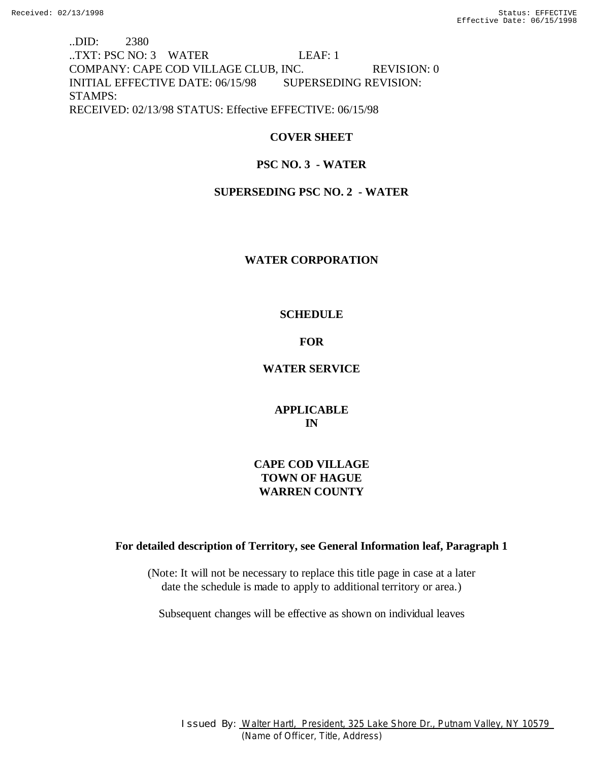..DID: 2380
..TXT: PSC NO: 3 WATER LEAF: 1
COMPANY: CAPE COD VILLAGE CLUB, INC. REVISION: 0
INITIAL EFFECTIVE DATE: 06/15/98 SUPERSEDING REVISION:
STAMPS:
RECEIVED: 02/13/98 STATUS: Effective EFFECTIVE: 06/15/98

**COVER SHEET**

**PSC NO. 3 - WATER**

**SUPERSEDING PSC NO. 2 - WATER**

**WATER CORPORATION**

**SCHEDULE**

**FOR**

**WATER SERVICE**

**APPLICABLE**
**IN**

**CAPE COD VILLAGE**
**TOWN OF HAGUE**
**WARREN COUNTY**

**For detailed description of Territory, see General Information leaf, Paragraph 1**

(Note: It will not be necessary to replace this title page in case at a later date the schedule is made to apply to additional territory or area.)

Subsequent changes will be effective as shown on individual leaves

Issued By: Walter Hartl, President, 325 Lake Shore Dr., Putnam Valley, NY 10579
(Name of Officer, Title, Address)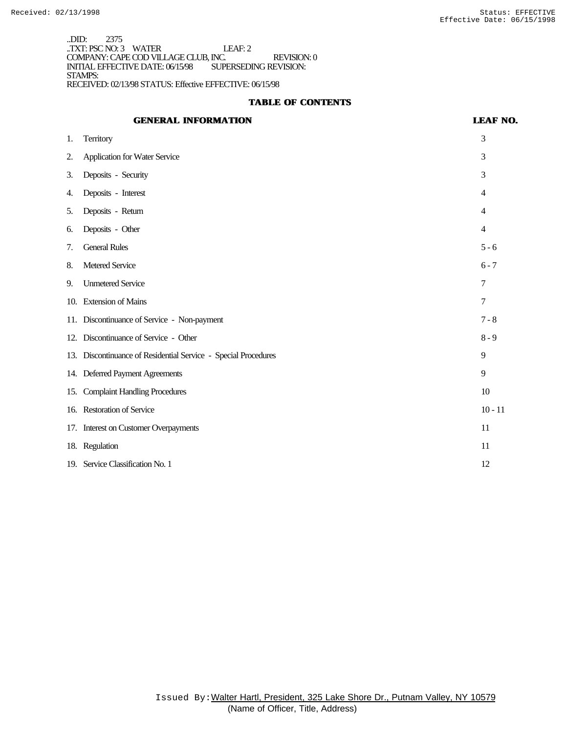..DID: 2375
..TXT: PSC NO: 3 WATER LEAF: 2
COMPANY: CAPE COD VILLAGE CLUB, INC. REVISION: 0
INITIAL EFFECTIVE DATE: 06/15/98 SUPERSEDING REVISION:
STAMPS:
RECEIVED: 02/13/98 STATUS: Effective EFFECTIVE: 06/15/98

## TABLE OF CONTENTS

| GENERAL INFORMATION | LEAF NO. |
|---|---|
| 1. Territory | 3 |
| 2. Application for Water Service | 3 |
| 3. Deposits - Security | 3 |
| 4. Deposits - Interest | 4 |
| 5. Deposits - Return | 4 |
| 6. Deposits - Other | 4 |
| 7. General Rules | 5 - 6 |
| 8. Metered Service | 6 - 7 |
| 9. Unmetered Service | 7 |
| 10. Extension of Mains | 7 |
| 11. Discontinuance of Service - Non-payment | 7 - 8 |
| 12. Discontinuance of Service - Other | 8 - 9 |
| 13. Discontinuance of Residential Service - Special Procedures | 9 |
| 14. Deferred Payment Agreements | 9 |
| 15. Complaint Handling Procedures | 10 |
| 16. Restoration of Service | 10 - 11 |
| 17. Interest on Customer Overpayments | 11 |
| 18. Regulation | 11 |
| 19. Service Classification No. 1 | 12 |

Issued By: Walter Hartl, President, 325 Lake Shore Dr., Putnam Valley, NY 10579
(Name of Officer, Title, Address)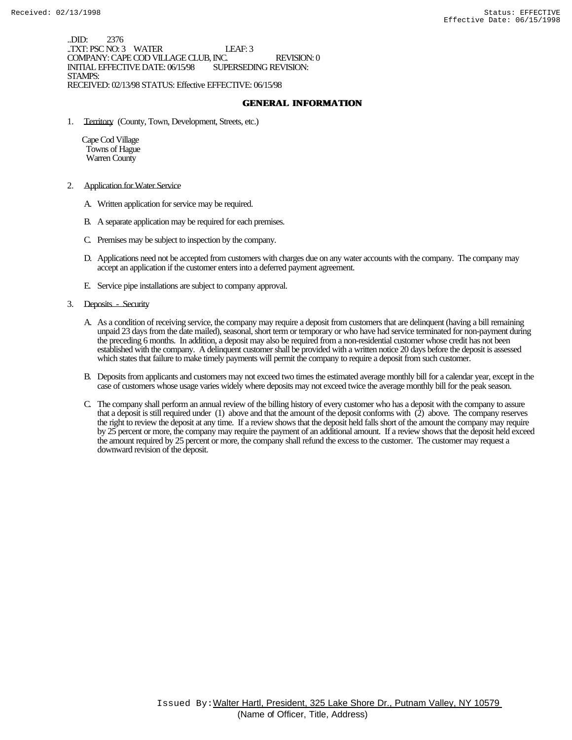..DID: 2376
..TXT: PSC NO: 3 WATER LEAF: 3
COMPANY: CAPE COD VILLAGE CLUB, INC. REVISION: 0
INITIAL EFFECTIVE DATE: 06/15/98 SUPERSEDING REVISION:
STAMPS:
RECEIVED: 02/13/98 STATUS: Effective EFFECTIVE: 06/15/98

## GENERAL INFORMATION

1. Territory (County, Town, Development, Streets, etc.)

   Cape Cod Village
   Towns of Hague
   Warren County

2. Application for Water Service

   A. Written application for service may be required.

   B. A separate application may be required for each premises.

   C. Premises may be subject to inspection by the company.

   D. Applications need not be accepted from customers with charges due on any water accounts with the company. The company may accept an application if the customer enters into a deferred payment agreement.

   E. Service pipe installations are subject to company approval.

3. Deposits - Security

   A. As a condition of receiving service, the company may require a deposit from customers that are delinquent (having a bill remaining unpaid 23 days from the date mailed), seasonal, short term or temporary or who have had service terminated for non-payment during the preceding 6 months. In addition, a deposit may also be required from a non-residential customer whose credit has not been established with the company. A delinquent customer shall be provided with a written notice 20 days before the deposit is assessed which states that failure to make timely payments will permit the company to require a deposit from such customer.

   B. Deposits from applicants and customers may not exceed two times the estimated average monthly bill for a calendar year, except in the case of customers whose usage varies widely where deposits may not exceed twice the average monthly bill for the peak season.

   C. The company shall perform an annual review of the billing history of every customer who has a deposit with the company to assure that a deposit is still required under (1) above and that the amount of the deposit conforms with (2) above. The company reserves the right to review the deposit at any time. If a review shows that the deposit held falls short of the amount the company may require by 25 percent or more, the company may require the payment of an additional amount. If a review shows that the deposit held exceed the amount required by 25 percent or more, the company shall refund the excess to the customer. The customer may request a downward revision of the deposit.

Issued By: Walter Hartl, President, 325 Lake Shore Dr., Putnam Valley, NY 10579
(Name of Officer, Title, Address)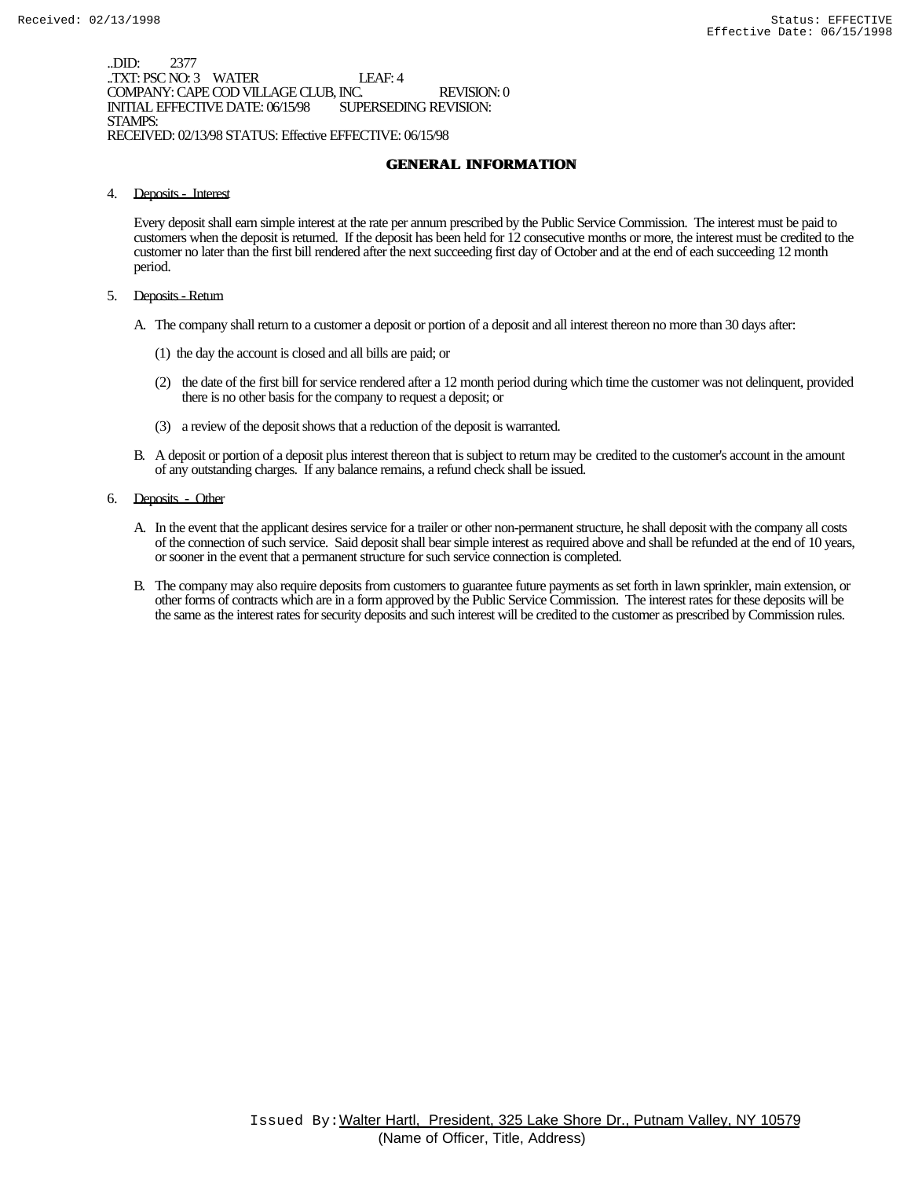..DID: 2377
..TXT: PSC NO: 3 WATER LEAF: 4
COMPANY: CAPE COD VILLAGE CLUB, INC. REVISION: 0
INITIAL EFFECTIVE DATE: 06/15/98 SUPERSEDING REVISION:
STAMPS:
RECEIVED: 02/13/98 STATUS: Effective EFFECTIVE: 06/15/98

## GENERAL INFORMATION

4. Deposits - Interest

   Every deposit shall earn simple interest at the rate per annum prescribed by the Public Service Commission. The interest must be paid to customers when the deposit is returned. If the deposit has been held for 12 consecutive months or more, the interest must be credited to the customer no later than the first bill rendered after the next succeeding first day of October and at the end of each succeeding 12 month period.

5. Deposits - Return

   A. The company shall return to a customer a deposit or portion of a deposit and all interest thereon no more than 30 days after:

      (1) the day the account is closed and all bills are paid; or

      (2) the date of the first bill for service rendered after a 12 month period during which time the customer was not delinquent, provided there is no other basis for the company to request a deposit; or

      (3) a review of the deposit shows that a reduction of the deposit is warranted.

   B. A deposit or portion of a deposit plus interest thereon that is subject to return may be credited to the customer's account in the amount of any outstanding charges. If any balance remains, a refund check shall be issued.

6. Deposits - Other

   A. In the event that the applicant desires service for a trailer or other non-permanent structure, he shall deposit with the company all costs of the connection of such service. Said deposit shall bear simple interest as required above and shall be refunded at the end of 10 years, or sooner in the event that a permanent structure for such service connection is completed.

   B. The company may also require deposits from customers to guarantee future payments as set forth in lawn sprinkler, main extension, or other forms of contracts which are in a form approved by the Public Service Commission. The interest rates for these deposits will be the same as the interest rates for security deposits and such interest will be credited to the customer as prescribed by Commission rules.

Issued By: Walter Hartl, President, 325 Lake Shore Dr., Putnam Valley, NY 10579
(Name of Officer, Title, Address)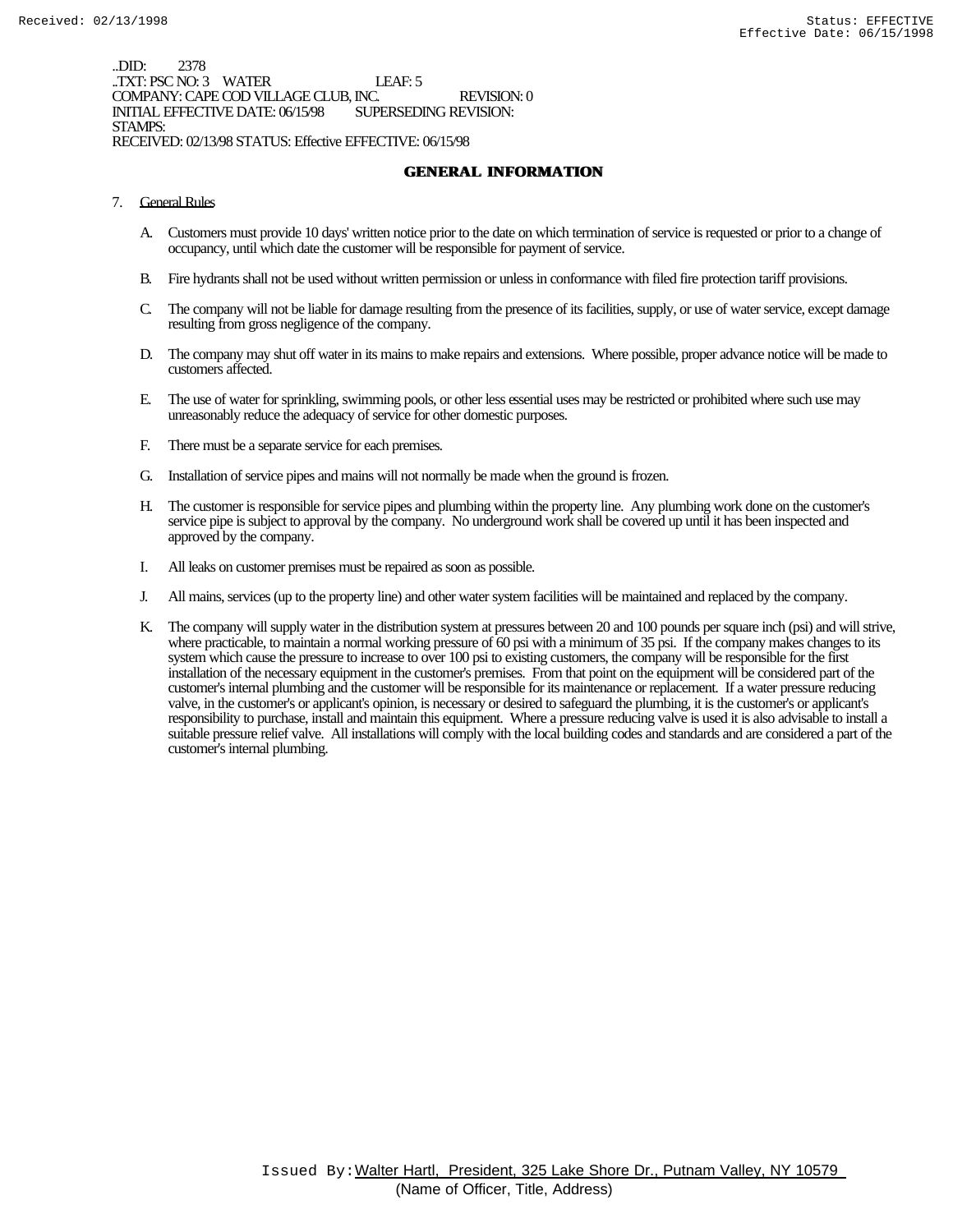..DID: 2378
..TXT: PSC NO: 3 WATER LEAF: 5
COMPANY: CAPE COD VILLAGE CLUB, INC. REVISION: 0
INITIAL EFFECTIVE DATE: 06/15/98 SUPERSEDING REVISION:
STAMPS:
RECEIVED: 02/13/98 STATUS: Effective EFFECTIVE: 06/15/98

## GENERAL INFORMATION

7. General Rules

   A. Customers must provide 10 days' written notice prior to the date on which termination of service is requested or prior to a change of occupancy, until which date the customer will be responsible for payment of service.

   B. Fire hydrants shall not be used without written permission or unless in conformance with filed fire protection tariff provisions.

   C. The company will not be liable for damage resulting from the presence of its facilities, supply, or use of water service, except damage resulting from gross negligence of the company.

   D. The company may shut off water in its mains to make repairs and extensions. Where possible, proper advance notice will be made to customers affected.

   E. The use of water for sprinkling, swimming pools, or other less essential uses may be restricted or prohibited where such use may unreasonably reduce the adequacy of service for other domestic purposes.

   F. There must be a separate service for each premises.

   G. Installation of service pipes and mains will not normally be made when the ground is frozen.

   H. The customer is responsible for service pipes and plumbing within the property line. Any plumbing work done on the customer's service pipe is subject to approval by the company. No underground work shall be covered up until it has been inspected and approved by the company.

   I. All leaks on customer premises must be repaired as soon as possible.

   J. All mains, services (up to the property line) and other water system facilities will be maintained and replaced by the company.

   K. The company will supply water in the distribution system at pressures between 20 and 100 pounds per square inch (psi) and will strive, where practicable, to maintain a normal working pressure of 60 psi with a minimum of 35 psi. If the company makes changes to its system which cause the pressure to increase to over 100 psi to existing customers, the company will be responsible for the first installation of the necessary equipment in the customer's premises. From that point on the equipment will be considered part of the customer's internal plumbing and the customer will be responsible for its maintenance or replacement. If a water pressure reducing valve, in the customer's or applicant's opinion, is necessary or desired to safeguard the plumbing, it is the customer's or applicant's responsibility to purchase, install and maintain this equipment. Where a pressure reducing valve is used it is also advisable to install a suitable pressure relief valve. All installations will comply with the local building codes and standards and are considered a part of the customer's internal plumbing.

Issued By: Walter Hartl, President, 325 Lake Shore Dr., Putnam Valley, NY 10579
(Name of Officer, Title, Address)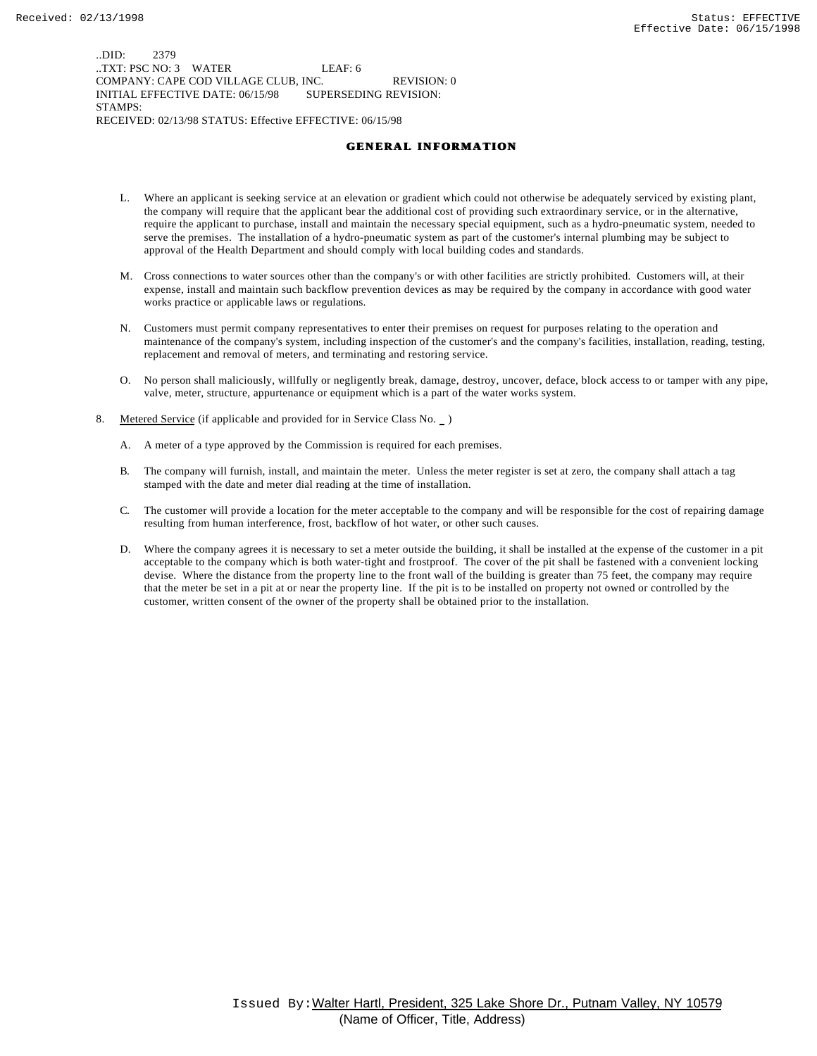..DID: 2379
..TXT: PSC NO: 3 WATER LEAF: 6
COMPANY: CAPE COD VILLAGE CLUB, INC. REVISION: 0
INITIAL EFFECTIVE DATE: 06/15/98 SUPERSEDING REVISION:
STAMPS:
RECEIVED: 02/13/98 STATUS: Effective EFFECTIVE: 06/15/98

## GENERAL INFORMATION

L. Where an applicant is seeking service at an elevation or gradient which could not otherwise be adequately serviced by existing plant, the company will require that the applicant bear the additional cost of providing such extraordinary service, or in the alternative, require the applicant to purchase, install and maintain the necessary special equipment, such as a hydro-pneumatic system, needed to serve the premises. The installation of a hydro-pneumatic system as part of the customer's internal plumbing may be subject to approval of the Health Department and should comply with local building codes and standards.

M. Cross connections to water sources other than the company's or with other facilities are strictly prohibited. Customers will, at their expense, install and maintain such backflow prevention devices as may be required by the company in accordance with good water works practice or applicable laws or regulations.

N. Customers must permit company representatives to enter their premises on request for purposes relating to the operation and maintenance of the company's system, including inspection of the customer's and the company's facilities, installation, reading, testing, replacement and removal of meters, and terminating and restoring service.

O. No person shall maliciously, willfully or negligently break, damage, destroy, uncover, deface, block access to or tamper with any pipe, valve, meter, structure, appurtenance or equipment which is a part of the water works system.

8. Metered Service (if applicable and provided for in Service Class No. _ )

A. A meter of a type approved by the Commission is required for each premises.

B. The company will furnish, install, and maintain the meter. Unless the meter register is set at zero, the company shall attach a tag stamped with the date and meter dial reading at the time of installation.

C. The customer will provide a location for the meter acceptable to the company and will be responsible for the cost of repairing damage resulting from human interference, frost, backflow of hot water, or other such causes.

D. Where the company agrees it is necessary to set a meter outside the building, it shall be installed at the expense of the customer in a pit acceptable to the company which is both water-tight and frostproof. The cover of the pit shall be fastened with a convenient locking devise. Where the distance from the property line to the front wall of the building is greater than 75 feet, the company may require that the meter be set in a pit at or near the property line. If the pit is to be installed on property not owned or controlled by the customer, written consent of the owner of the property shall be obtained prior to the installation.

Issued By: Walter Hartl, President, 325 Lake Shore Dr., Putnam Valley, NY 10579
(Name of Officer, Title, Address)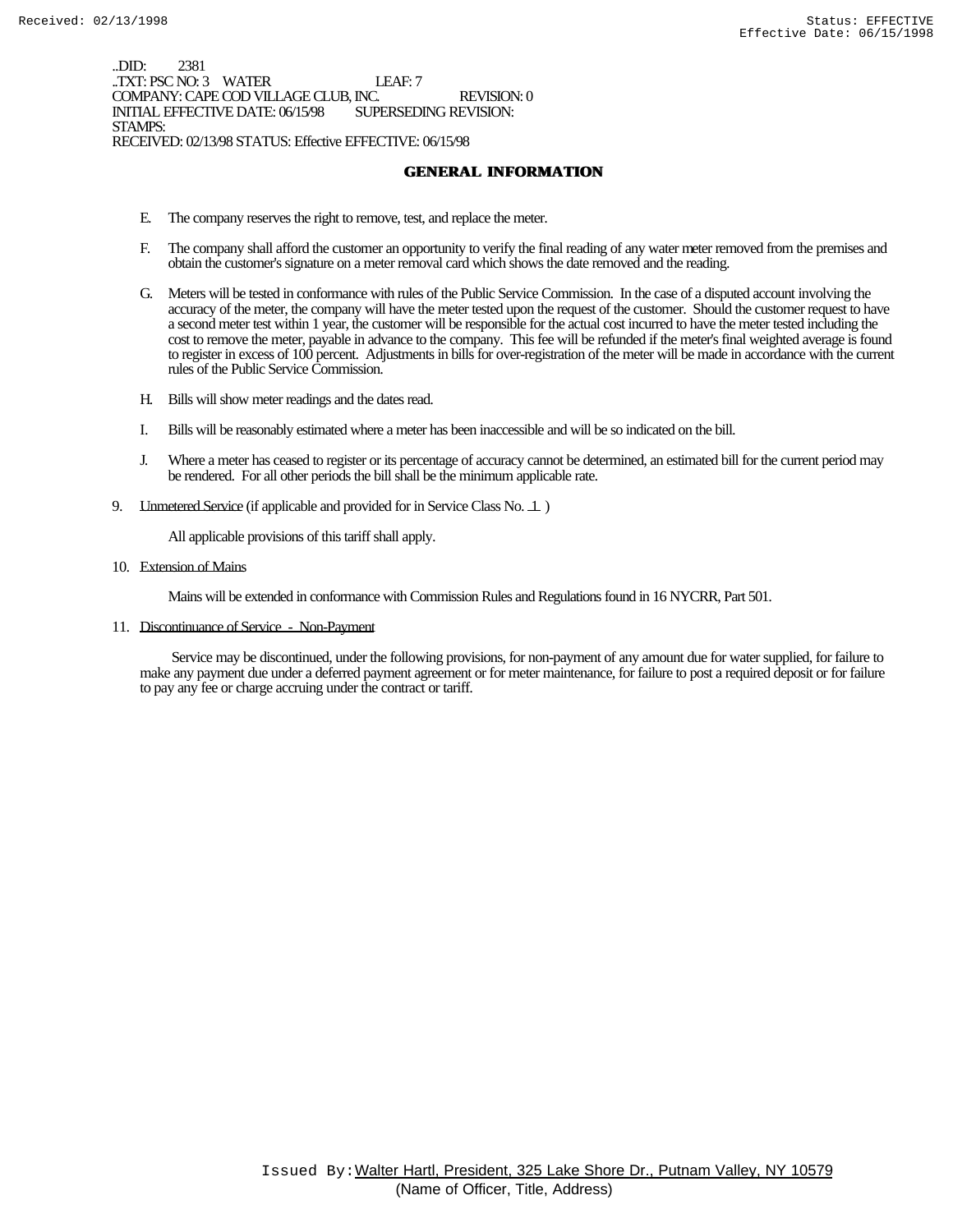..DID: 2381
..TXT: PSC NO: 3 WATER LEAF: 7
COMPANY: CAPE COD VILLAGE CLUB, INC. REVISION: 0
INITIAL EFFECTIVE DATE: 06/15/98 SUPERSEDING REVISION:
STAMPS:
RECEIVED: 02/13/98 STATUS: Effective EFFECTIVE: 06/15/98

## GENERAL INFORMATION

E. The company reserves the right to remove, test, and replace the meter.

F. The company shall afford the customer an opportunity to verify the final reading of any water meter removed from the premises and obtain the customer's signature on a meter removal card which shows the date removed and the reading.

G. Meters will be tested in conformance with rules of the Public Service Commission. In the case of a disputed account involving the accuracy of the meter, the company will have the meter tested upon the request of the customer. Should the customer request to have a second meter test within 1 year, the customer will be responsible for the actual cost incurred to have the meter tested including the cost to remove the meter, payable in advance to the company. This fee will be refunded if the meter's final weighted average is found to register in excess of 100 percent. Adjustments in bills for over-registration of the meter will be made in accordance with the current rules of the Public Service Commission.

H. Bills will show meter readings and the dates read.

I. Bills will be reasonably estimated where a meter has been inaccessible and will be so indicated on the bill.

J. Where a meter has ceased to register or its percentage of accuracy cannot be determined, an estimated bill for the current period may be rendered. For all other periods the bill shall be the minimum applicable rate.

9. Unmetered Service (if applicable and provided for in Service Class No. 1 )

All applicable provisions of this tariff shall apply.

10. Extension of Mains

Mains will be extended in conformance with Commission Rules and Regulations found in 16 NYCRR, Part 501.

11. Discontinuance of Service - Non-Payment

Service may be discontinued, under the following provisions, for non-payment of any amount due for water supplied, for failure to make any payment due under a deferred payment agreement or for meter maintenance, for failure to post a required deposit or for failure to pay any fee or charge accruing under the contract or tariff.

Issued By: Walter Hartl, President, 325 Lake Shore Dr., Putnam Valley, NY 10579
(Name of Officer, Title, Address)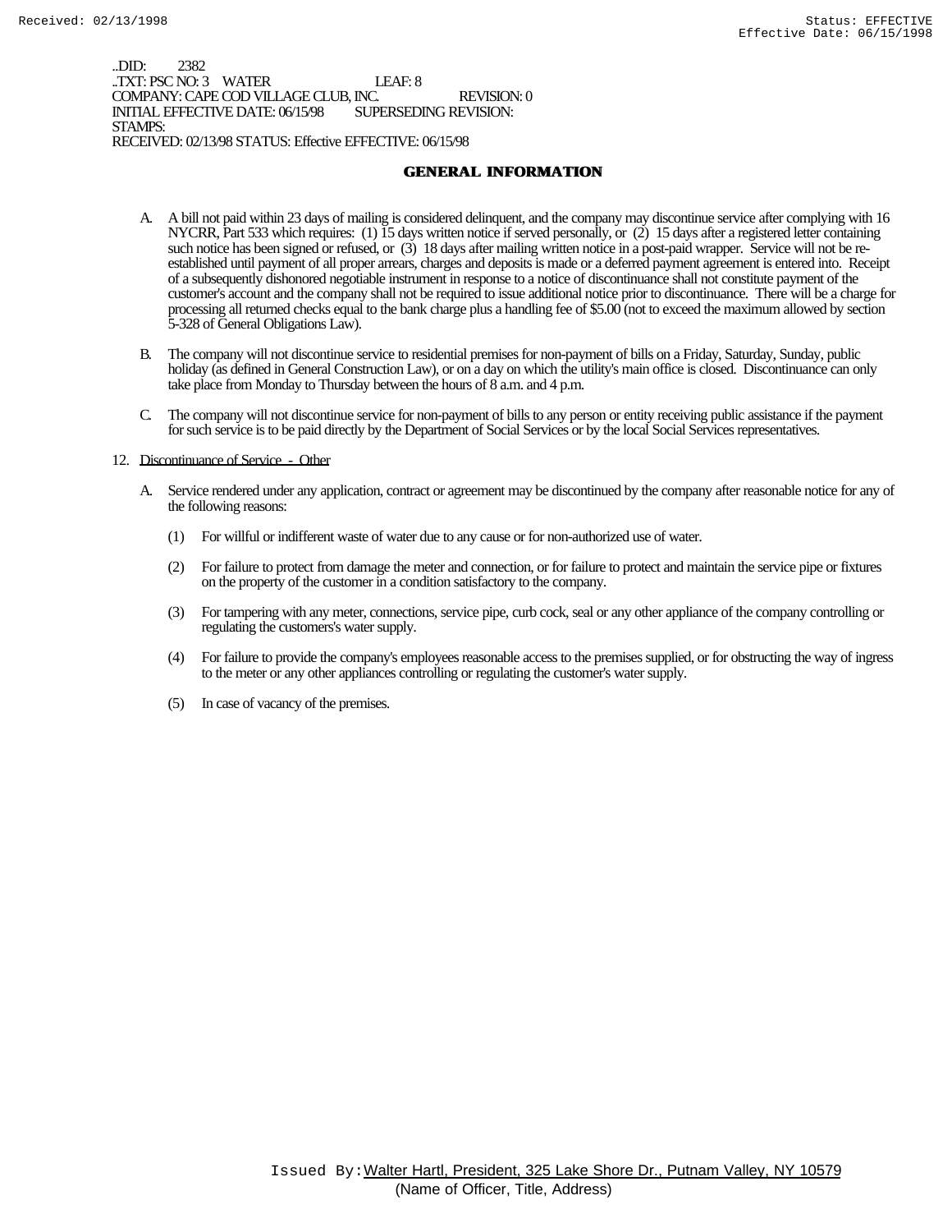..DID: 2382
..TXT: PSC NO: 3 WATER LEAF: 8
COMPANY: CAPE COD VILLAGE CLUB, INC. REVISION: 0
INITIAL EFFECTIVE DATE: 06/15/98 SUPERSEDING REVISION:
STAMPS:
RECEIVED: 02/13/98 STATUS: Effective EFFECTIVE: 06/15/98

## GENERAL INFORMATION

A. A bill not paid within 23 days of mailing is considered delinquent, and the company may discontinue service after complying with 16 NYCRR, Part 533 which requires: (1) 15 days written notice if served personally, or (2) 15 days after a registered letter containing such notice has been signed or refused, or (3) 18 days after mailing written notice in a post-paid wrapper. Service will not be re-established until payment of all proper arrears, charges and deposits is made or a deferred payment agreement is entered into. Receipt of a subsequently dishonored negotiable instrument in response to a notice of discontinuance shall not constitute payment of the customer's account and the company shall not be required to issue additional notice prior to discontinuance. There will be a charge for processing all returned checks equal to the bank charge plus a handling fee of $5.00 (not to exceed the maximum allowed by section 5-328 of General Obligations Law).

B. The company will not discontinue service to residential premises for non-payment of bills on a Friday, Saturday, Sunday, public holiday (as defined in General Construction Law), or on a day on which the utility's main office is closed. Discontinuance can only take place from Monday to Thursday between the hours of 8 a.m. and 4 p.m.

C. The company will not discontinue service for non-payment of bills to any person or entity receiving public assistance if the payment for such service is to be paid directly by the Department of Social Services or by the local Social Services representatives.

12. Discontinuance of Service - Other

A. Service rendered under any application, contract or agreement may be discontinued by the company after reasonable notice for any of the following reasons:

(1) For willful or indifferent waste of water due to any cause or for non-authorized use of water.

(2) For failure to protect from damage the meter and connection, or for failure to protect and maintain the service pipe or fixtures on the property of the customer in a condition satisfactory to the company.

(3) For tampering with any meter, connections, service pipe, curb cock, seal or any other appliance of the company controlling or regulating the customers's water supply.

(4) For failure to provide the company's employees reasonable access to the premises supplied, or for obstructing the way of ingress to the meter or any other appliances controlling or regulating the customer's water supply.

(5) In case of vacancy of the premises.

Issued By: Walter Hartl, President, 325 Lake Shore Dr., Putnam Valley, NY 10579
(Name of Officer, Title, Address)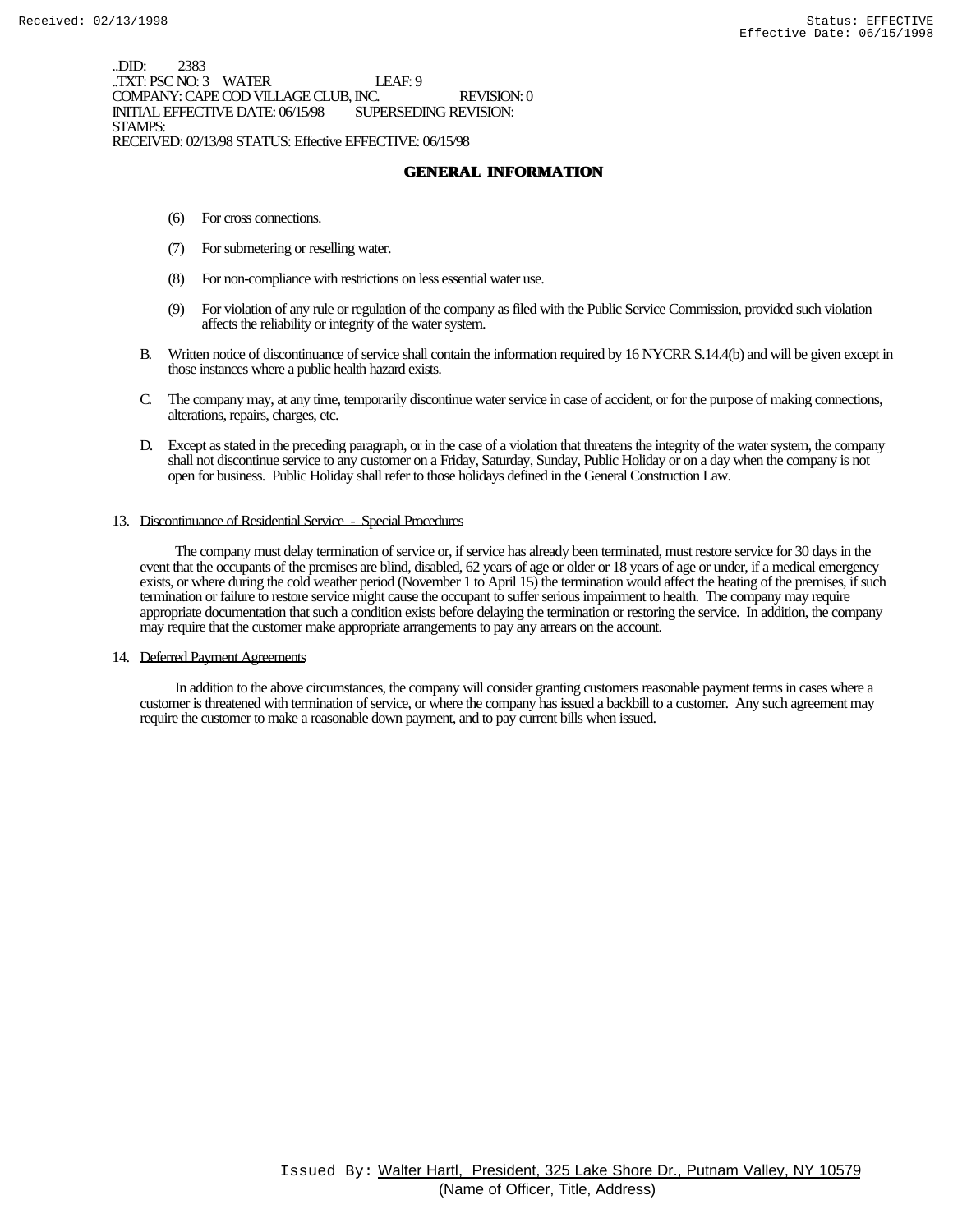..DID: 2383
..TXT: PSC NO: 3 WATER LEAF: 9
COMPANY: CAPE COD VILLAGE CLUB, INC. REVISION: 0
INITIAL EFFECTIVE DATE: 06/15/98 SUPERSEDING REVISION:
STAMPS:
RECEIVED: 02/13/98 STATUS: Effective EFFECTIVE: 06/15/98

## GENERAL INFORMATION

(6) For cross connections.

(7) For submetering or reselling water.

(8) For non-compliance with restrictions on less essential water use.

(9) For violation of any rule or regulation of the company as filed with the Public Service Commission, provided such violation affects the reliability or integrity of the water system.

B. Written notice of discontinuance of service shall contain the information required by 16 NYCRR S.14.4(b) and will be given except in those instances where a public health hazard exists.

C. The company may, at any time, temporarily discontinue water service in case of accident, or for the purpose of making connections, alterations, repairs, charges, etc.

D. Except as stated in the preceding paragraph, or in the case of a violation that threatens the integrity of the water system, the company shall not discontinue service to any customer on a Friday, Saturday, Sunday, Public Holiday or on a day when the company is not open for business. Public Holiday shall refer to those holidays defined in the General Construction Law.

13. Discontinuance of Residential Service - Special Procedures

The company must delay termination of service or, if service has already been terminated, must restore service for 30 days in the event that the occupants of the premises are blind, disabled, 62 years of age or older or 18 years of age or under, if a medical emergency exists, or where during the cold weather period (November 1 to April 15) the termination would affect the heating of the premises, if such termination or failure to restore service might cause the occupant to suffer serious impairment to health. The company may require appropriate documentation that such a condition exists before delaying the termination or restoring the service. In addition, the company may require that the customer make appropriate arrangements to pay any arrears on the account.

14. Deferred Payment Agreements

In addition to the above circumstances, the company will consider granting customers reasonable payment terms in cases where a customer is threatened with termination of service, or where the company has issued a backbill to a customer. Any such agreement may require the customer to make a reasonable down payment, and to pay current bills when issued.

Issued By: Walter Hartl, President, 325 Lake Shore Dr., Putnam Valley, NY 10579
(Name of Officer, Title, Address)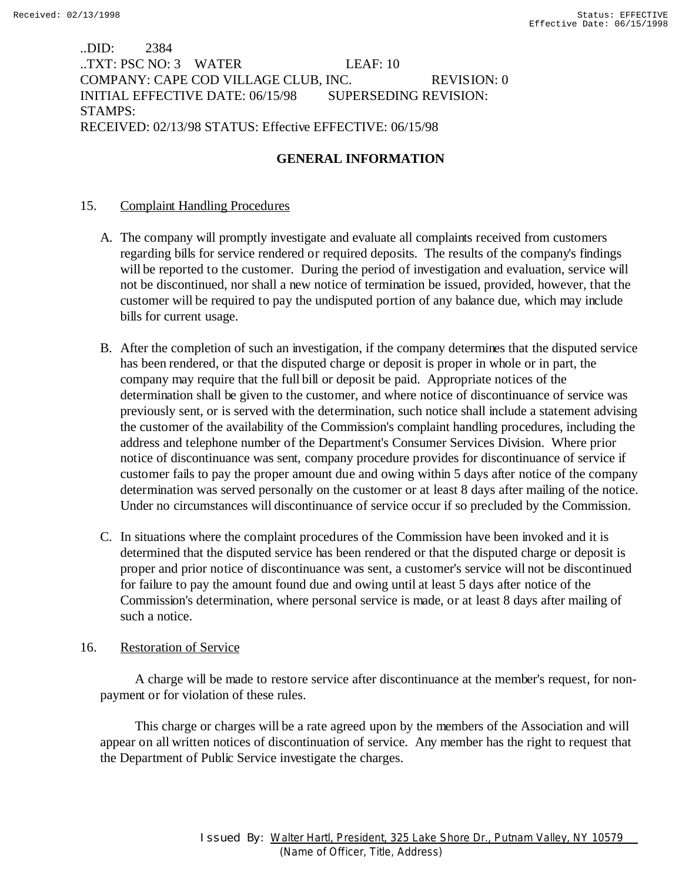..DID: 2384
..TXT: PSC NO: 3 WATER LEAF: 10
COMPANY: CAPE COD VILLAGE CLUB, INC. REVISION: 0
INITIAL EFFECTIVE DATE: 06/15/98 SUPERSEDING REVISION:
STAMPS:
RECEIVED: 02/13/98 STATUS: Effective EFFECTIVE: 06/15/98

## GENERAL INFORMATION

15. Complaint Handling Procedures

A. The company will promptly investigate and evaluate all complaints received from customers regarding bills for service rendered or required deposits. The results of the company's findings will be reported to the customer. During the period of investigation and evaluation, service will not be discontinued, nor shall a new notice of termination be issued, provided, however, that the customer will be required to pay the undisputed portion of any balance due, which may include bills for current usage.

B. After the completion of such an investigation, if the company determines that the disputed service has been rendered, or that the disputed charge or deposit is proper in whole or in part, the company may require that the full bill or deposit be paid. Appropriate notices of the determination shall be given to the customer, and where notice of discontinuance of service was previously sent, or is served with the determination, such notice shall include a statement advising the customer of the availability of the Commission's complaint handling procedures, including the address and telephone number of the Department's Consumer Services Division. Where prior notice of discontinuance was sent, company procedure provides for discontinuance of service if customer fails to pay the proper amount due and owing within 5 days after notice of the company determination was served personally on the customer or at least 8 days after mailing of the notice. Under no circumstances will discontinuance of service occur if so precluded by the Commission.

C. In situations where the complaint procedures of the Commission have been invoked and it is determined that the disputed service has been rendered or that the disputed charge or deposit is proper and prior notice of discontinuance was sent, a customer's service will not be discontinued for failure to pay the amount found due and owing until at least 5 days after notice of the Commission's determination, where personal service is made, or at least 8 days after mailing of such a notice.

16. Restoration of Service

A charge will be made to restore service after discontinuance at the member's request, for non-payment or for violation of these rules.

This charge or charges will be a rate agreed upon by the members of the Association and will appear on all written notices of discontinuation of service. Any member has the right to request that the Department of Public Service investigate the charges.

Issued By: Walter Hartl, President, 325 Lake Shore Dr., Putnam Valley, NY 10579
(Name of Officer, Title, Address)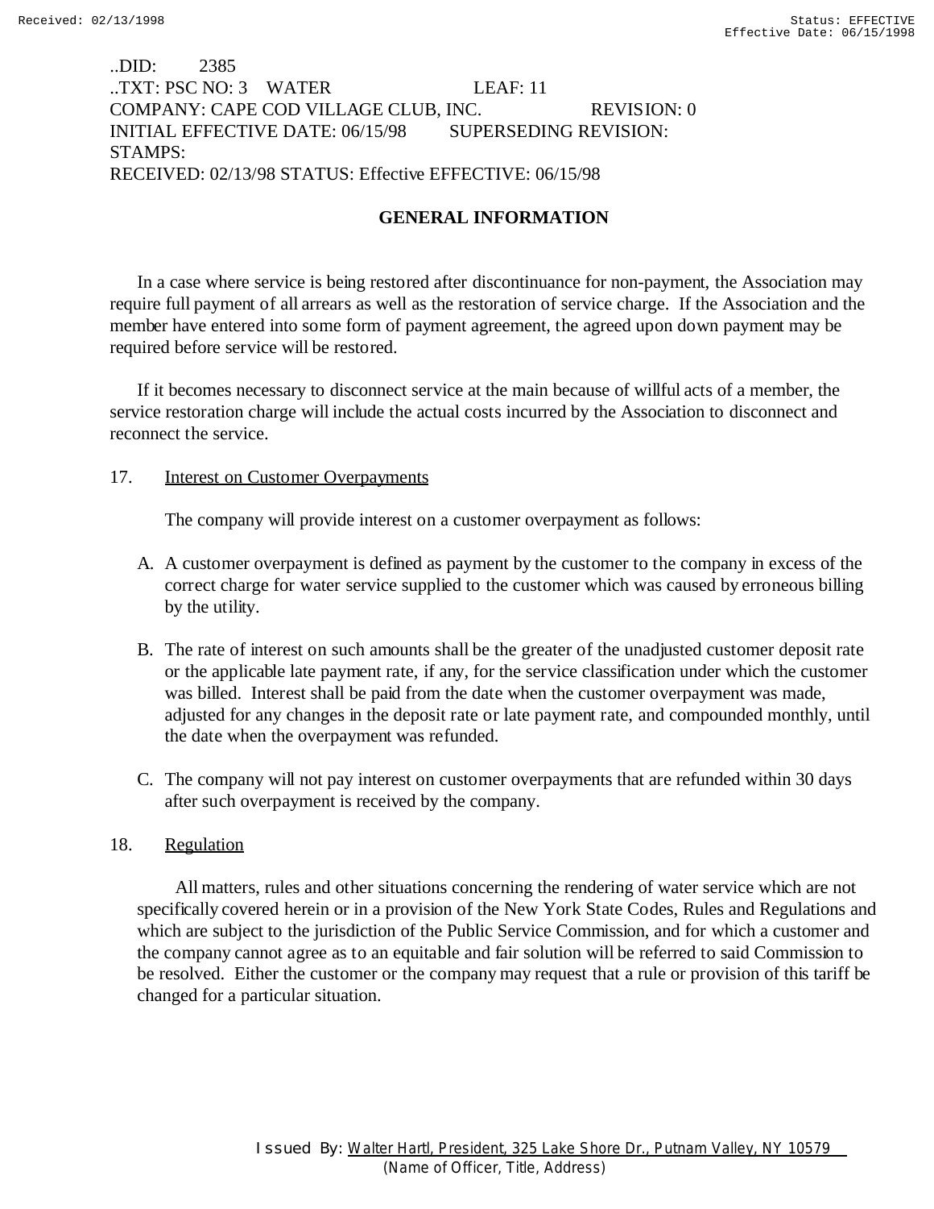..DID: 2385
..TXT: PSC NO: 3 WATER LEAF: 11
COMPANY: CAPE COD VILLAGE CLUB, INC. REVISION: 0
INITIAL EFFECTIVE DATE: 06/15/98 SUPERSEDING REVISION:
STAMPS:
RECEIVED: 02/13/98 STATUS: Effective EFFECTIVE: 06/15/98

## GENERAL INFORMATION

In a case where service is being restored after discontinuance for non-payment, the Association may require full payment of all arrears as well as the restoration of service charge. If the Association and the member have entered into some form of payment agreement, the agreed upon down payment may be required before service will be restored.

If it becomes necessary to disconnect service at the main because of willful acts of a member, the service restoration charge will include the actual costs incurred by the Association to disconnect and reconnect the service.

17. Interest on Customer Overpayments

The company will provide interest on a customer overpayment as follows:

A. A customer overpayment is defined as payment by the customer to the company in excess of the correct charge for water service supplied to the customer which was caused by erroneous billing by the utility.

B. The rate of interest on such amounts shall be the greater of the unadjusted customer deposit rate or the applicable late payment rate, if any, for the service classification under which the customer was billed. Interest shall be paid from the date when the customer overpayment was made, adjusted for any changes in the deposit rate or late payment rate, and compounded monthly, until the date when the overpayment was refunded.

C. The company will not pay interest on customer overpayments that are refunded within 30 days after such overpayment is received by the company.

18. Regulation

All matters, rules and other situations concerning the rendering of water service which are not specifically covered herein or in a provision of the New York State Codes, Rules and Regulations and which are subject to the jurisdiction of the Public Service Commission, and for which a customer and the company cannot agree as to an equitable and fair solution will be referred to said Commission to be resolved. Either the customer or the company may request that a rule or provision of this tariff be changed for a particular situation.

Issued By: Walter Hartl, President, 325 Lake Shore Dr., Putnam Valley, NY 10579
(Name of Officer, Title, Address)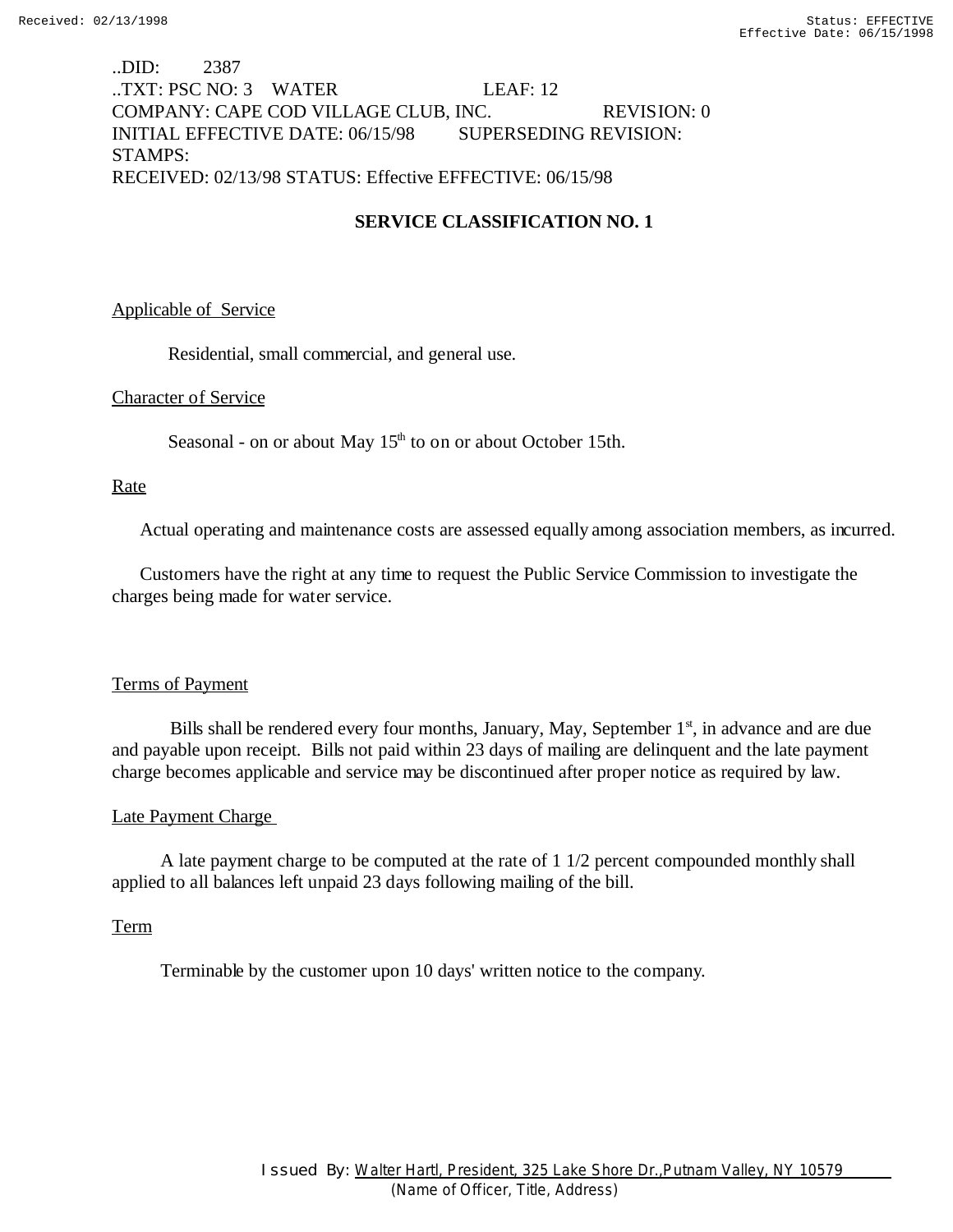..DID: 2387
..TXT: PSC NO: 3 WATER LEAF: 12
COMPANY: CAPE COD VILLAGE CLUB, INC. REVISION: 0
INITIAL EFFECTIVE DATE: 06/15/98 SUPERSEDING REVISION:
STAMPS:
RECEIVED: 02/13/98 STATUS: Effective EFFECTIVE: 06/15/98

## SERVICE CLASSIFICATION NO. 1

Applicable of Service

Residential, small commercial, and general use.

Character of Service

Seasonal - on or about May 15th to on or about October 15th.

Rate

Actual operating and maintenance costs are assessed equally among association members, as incurred.

Customers have the right at any time to request the Public Service Commission to investigate the charges being made for water service.

Terms of Payment

Bills shall be rendered every four months, January, May, September 1st, in advance and are due and payable upon receipt. Bills not paid within 23 days of mailing are delinquent and the late payment charge becomes applicable and service may be discontinued after proper notice as required by law.

Late Payment Charge

A late payment charge to be computed at the rate of 1 1/2 percent compounded monthly shall applied to all balances left unpaid 23 days following mailing of the bill.

Term

Terminable by the customer upon 10 days' written notice to the company.

Issued By: Walter Hartl, President, 325 Lake Shore Dr., Putnam Valley, NY 10579
(Name of Officer, Title, Address)